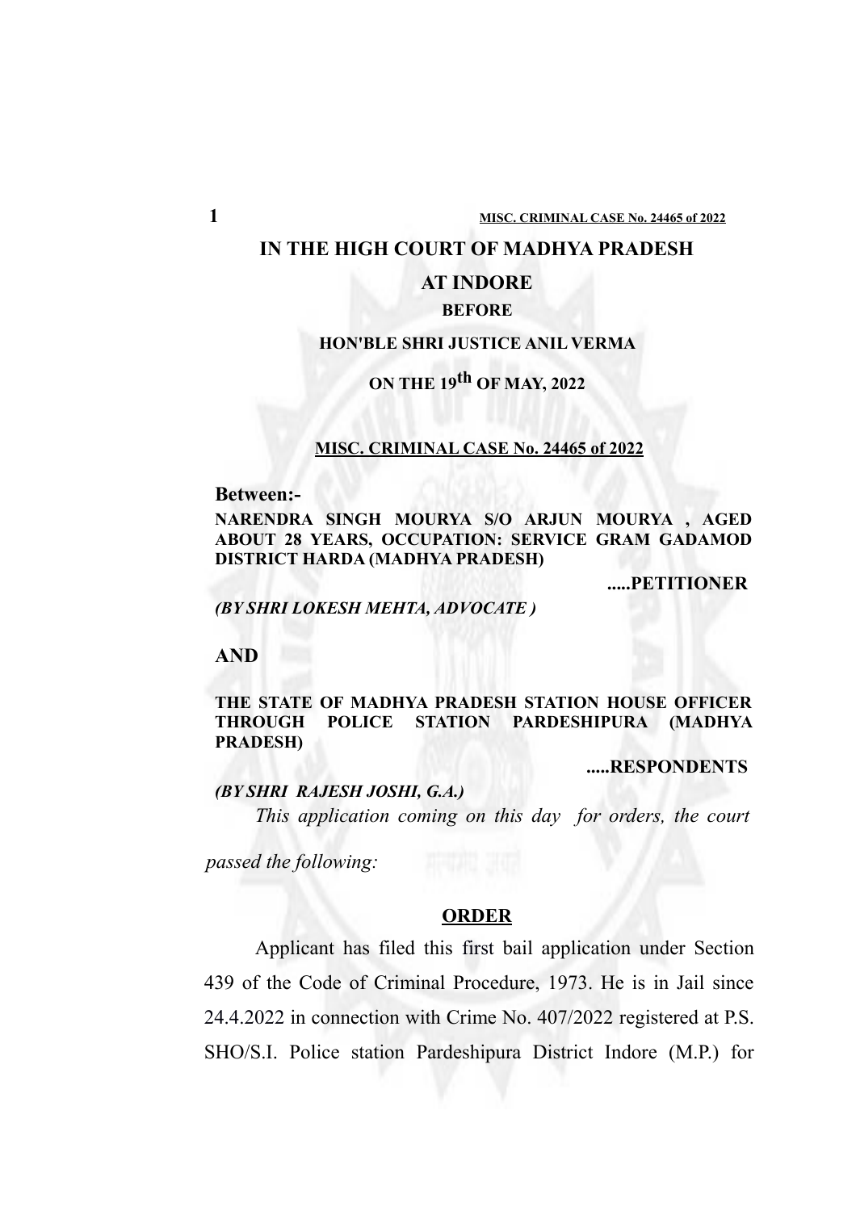# IN THE HIGH COURT OF MADHYA PRADESH

## AT INDORE

**BEFORE**

**HON'BLE SHRI JUSTICE ANIL VERMA**

**ON THE 19th OF MAY, 2022**

**MISC. CRIMINAL CASE No. 24465 of 2022**

**Between:-**

**NARENDRA SINGH MOURYA S/O ARJUN MOURYA , AGED ABOUT 28 YEARS, OCCUPATION: SERVICE GRAM GADAMOD DISTRICT HARDA (MADHYA PRADESH)**

**.....PETITIONER**

***(BY SHRI LOKESH MEHTA, ADVOCATE )***

**AND**

**THE STATE OF MADHYA PRADESH STATION HOUSE OFFICER THROUGH POLICE STATION PARDESHIPURA (MADHYA PRADESH)**

**.....RESPONDENTS**

***(BY SHRI RAJESH JOSHI, G.A.)***

*This application coming on this day for orders, the court passed the following:*

**ORDER**

Applicant has filed this first bail application under Section 439 of the Code of Criminal Procedure, 1973. He is in Jail since 24.4.2022 in connection with Crime No. 407/2022 registered at P.S. SHO/S.I. Police station Pardeshipura District Indore (M.P.) for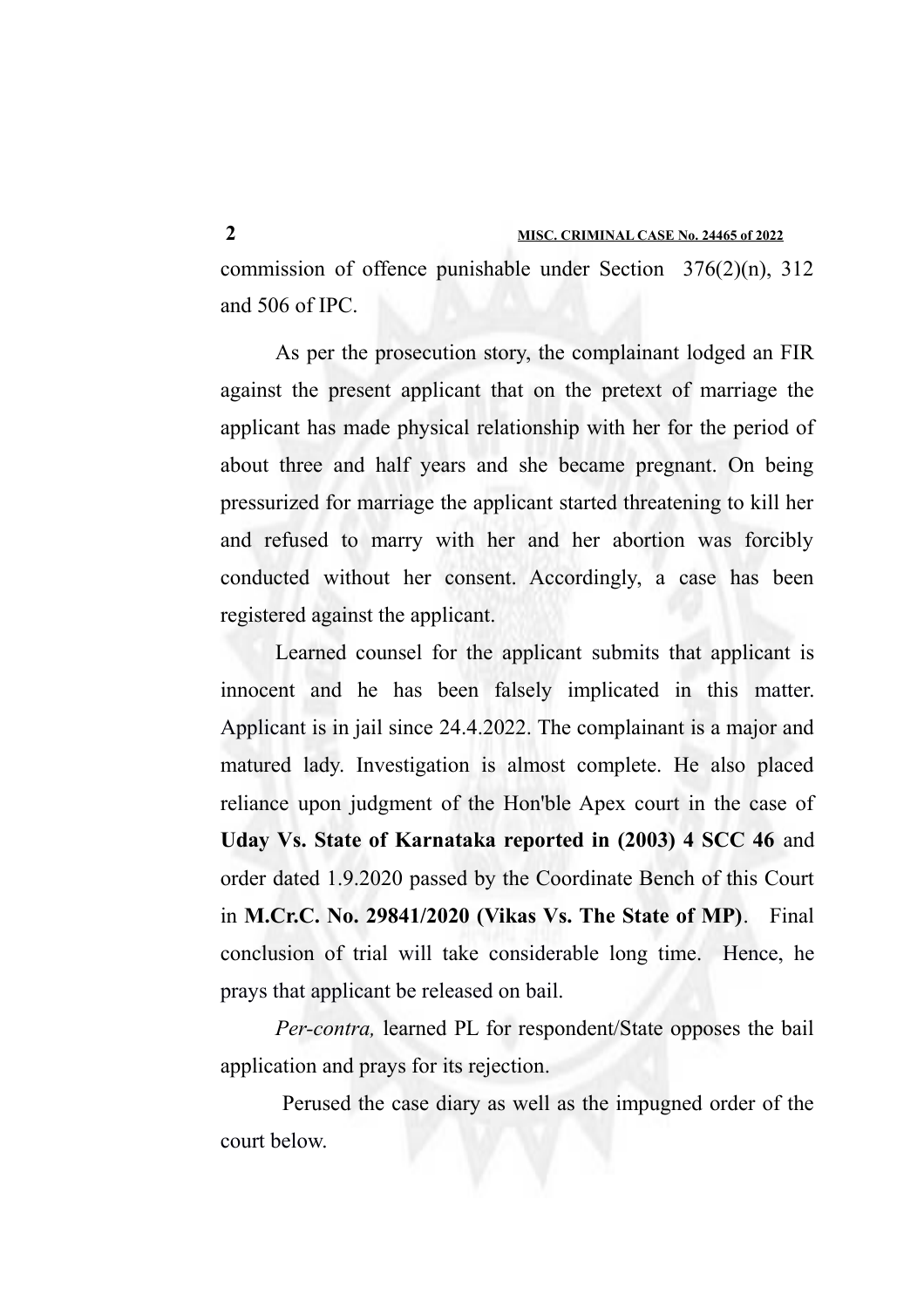commission of offence punishable under Section 376(2)(n), 312 and 506 of IPC.

As per the prosecution story, the complainant lodged an FIR against the present applicant that on the pretext of marriage the applicant has made physical relationship with her for the period of about three and half years and she became pregnant. On being pressurized for marriage the applicant started threatening to kill her and refused to marry with her and her abortion was forcibly conducted without her consent. Accordingly, a case has been registered against the applicant.

Learned counsel for the applicant submits that applicant is innocent and he has been falsely implicated in this matter. Applicant is in jail since 24.4.2022. The complainant is a major and matured lady. Investigation is almost complete. He also placed reliance upon judgment of the Hon'ble Apex court in the case of **Uday Vs. State of Karnataka reported in (2003) 4 SCC 46** and order dated 1.9.2020 passed by the Coordinate Bench of this Court in **M.Cr.C. No. 29841/2020 (Vikas Vs. The State of MP)**. Final conclusion of trial will take considerable long time. Hence, he prays that applicant be released on bail.

*Per-contra,* learned PL for respondent/State opposes the bail application and prays for its rejection.

Perused the case diary as well as the impugned order of the court below.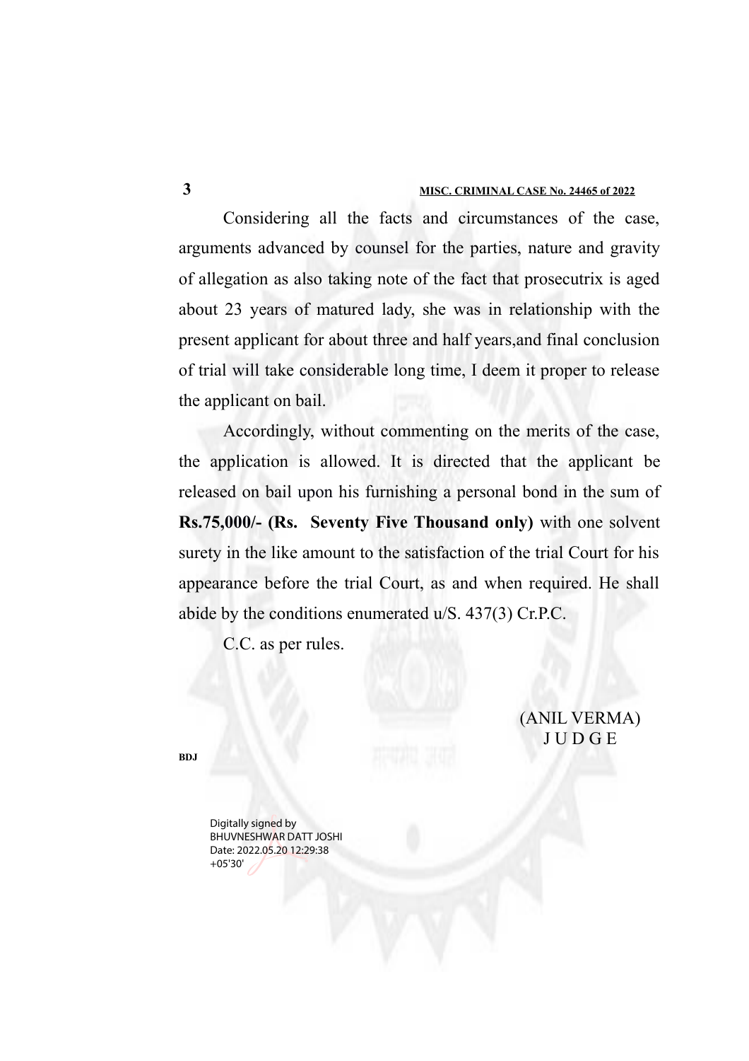Considering all the facts and circumstances of the case, arguments advanced by counsel for the parties, nature and gravity of allegation as also taking note of the fact that prosecutrix is aged about 23 years of matured lady, she was in relationship with the present applicant for about three and half years,and final conclusion of trial will take considerable long time, I deem it proper to release the applicant on bail.

Accordingly, without commenting on the merits of the case, the application is allowed. It is directed that the applicant be released on bail upon his furnishing a personal bond in the sum of **Rs.75,000/- (Rs. Seventy Five Thousand only)** with one solvent surety in the like amount to the satisfaction of the trial Court for his appearance before the trial Court, as and when required. He shall abide by the conditions enumerated u/S. 437(3) Cr.P.C.

C.C. as per rules.

(ANIL VERMA)
JUDGE

**BDJ**

Digitally signed by BHUVNESHWAR DATT JOSHI
Date: 2022.05.20 12:29:38 +05'30'